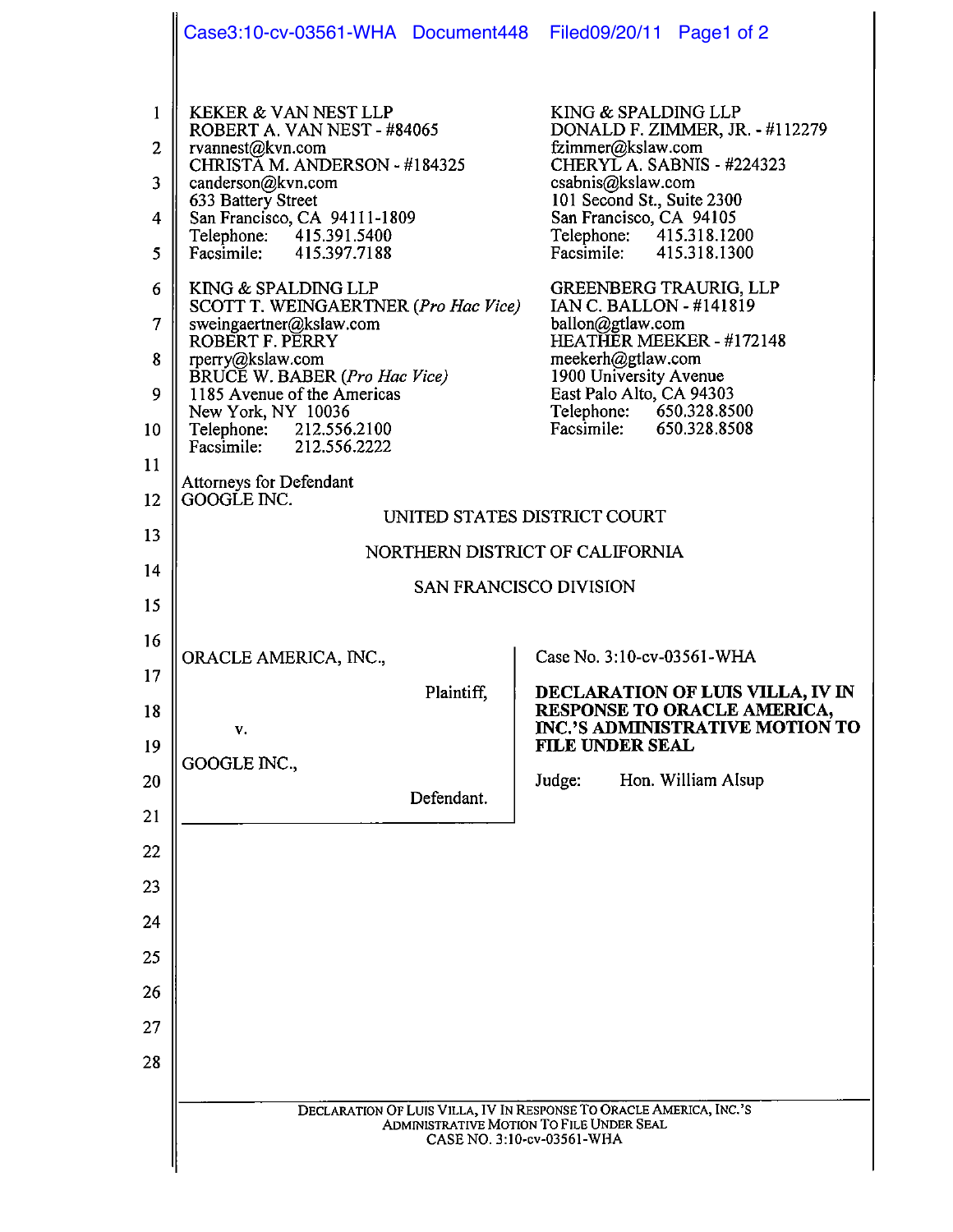KEKER & VAN NEST LLP
ROBERT A. VAN NEST - #84065
rvannest@kvn.com
CHRISTA M. ANDERSON - #184325
canderson@kvn.com
633 Battery Street
San Francisco, CA 94111-1809
Telephone: 415.391.5400
Facsimile: 415.397.7188

KING & SPALDING LLP
DONALD F. ZIMMER, JR. - #112279
fzimmer@kslaw.com
CHERYL A. SABNIS - #224323
csabnis@kslaw.com
101 Second St., Suite 2300
San Francisco, CA 94105
Telephone: 415.318.1200
Facsimile: 415.318.1300

KING & SPALDING LLP
SCOTT T. WEINGAERTNER (*Pro Hac Vice*)
sweingaertner@kslaw.com
ROBERT F. PERRY
rperry@kslaw.com
BRUCE W. BABER (*Pro Hac Vice*)
1185 Avenue of the Americas
New York, NY 10036
Telephone: 212.556.2100
Facsimile: 212.556.2222

GREENBERG TRAURIG, LLP
IAN C. BALLON - #141819
ballon@gtlaw.com
HEATHER MEEKER - #172148
meekerh@gtlaw.com
1900 University Avenue
East Palo Alto, CA 94303
Telephone: 650.328.8500
Facsimile: 650.328.8508

Attorneys for Defendant
GOOGLE INC.

UNITED STATES DISTRICT COURT

NORTHERN DISTRICT OF CALIFORNIA

SAN FRANCISCO DIVISION

ORACLE AMERICA, INC.,

Plaintiff,

v.

GOOGLE INC.,

Defendant.

Case No. 3:10-cv-03561-WHA

**DECLARATION OF LUIS VILLA, IV IN RESPONSE TO ORACLE AMERICA, INC.'S ADMINISTRATIVE MOTION TO FILE UNDER SEAL**

Judge: Hon. William Alsup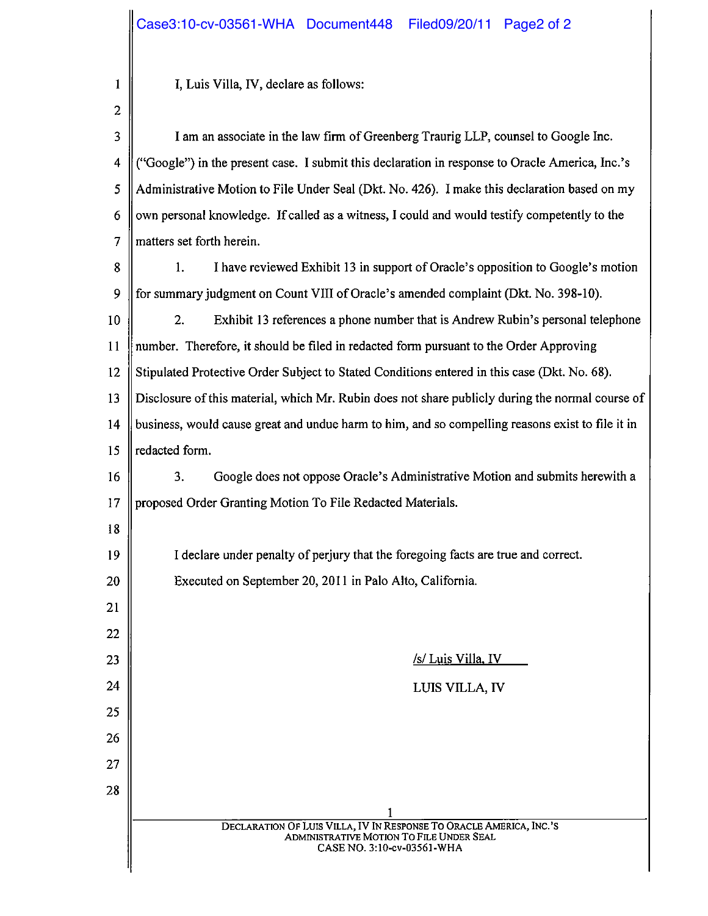I, Luis Villa, IV, declare as follows:

I am an associate in the law firm of Greenberg Traurig LLP, counsel to Google Inc. ("Google") in the present case. I submit this declaration in response to Oracle America, Inc.'s Administrative Motion to File Under Seal (Dkt. No. 426). I make this declaration based on my own personal knowledge. If called as a witness, I could and would testify competently to the matters set forth herein.

1. I have reviewed Exhibit 13 in support of Oracle's opposition to Google's motion for summary judgment on Count VIII of Oracle's amended complaint (Dkt. No. 398-10).

2. Exhibit 13 references a phone number that is Andrew Rubin's personal telephone number. Therefore, it should be filed in redacted form pursuant to the Order Approving Stipulated Protective Order Subject to Stated Conditions entered in this case (Dkt. No. 68). Disclosure of this material, which Mr. Rubin does not share publicly during the normal course of business, would cause great and undue harm to him, and so compelling reasons exist to file it in redacted form.

3. Google does not oppose Oracle's Administrative Motion and submits herewith a proposed Order Granting Motion To File Redacted Materials.

I declare under penalty of perjury that the foregoing facts are true and correct.

Executed on September 20, 2011 in Palo Alto, California.

/s/ Luis Villa, IV

LUIS VILLA, IV

DECLARATION OF LUIS VILLA, IV IN RESPONSE TO ORACLE AMERICA, INC.'S ADMINISTRATIVE MOTION TO FILE UNDER SEAL
CASE NO. 3:10-cv-03561-WHA